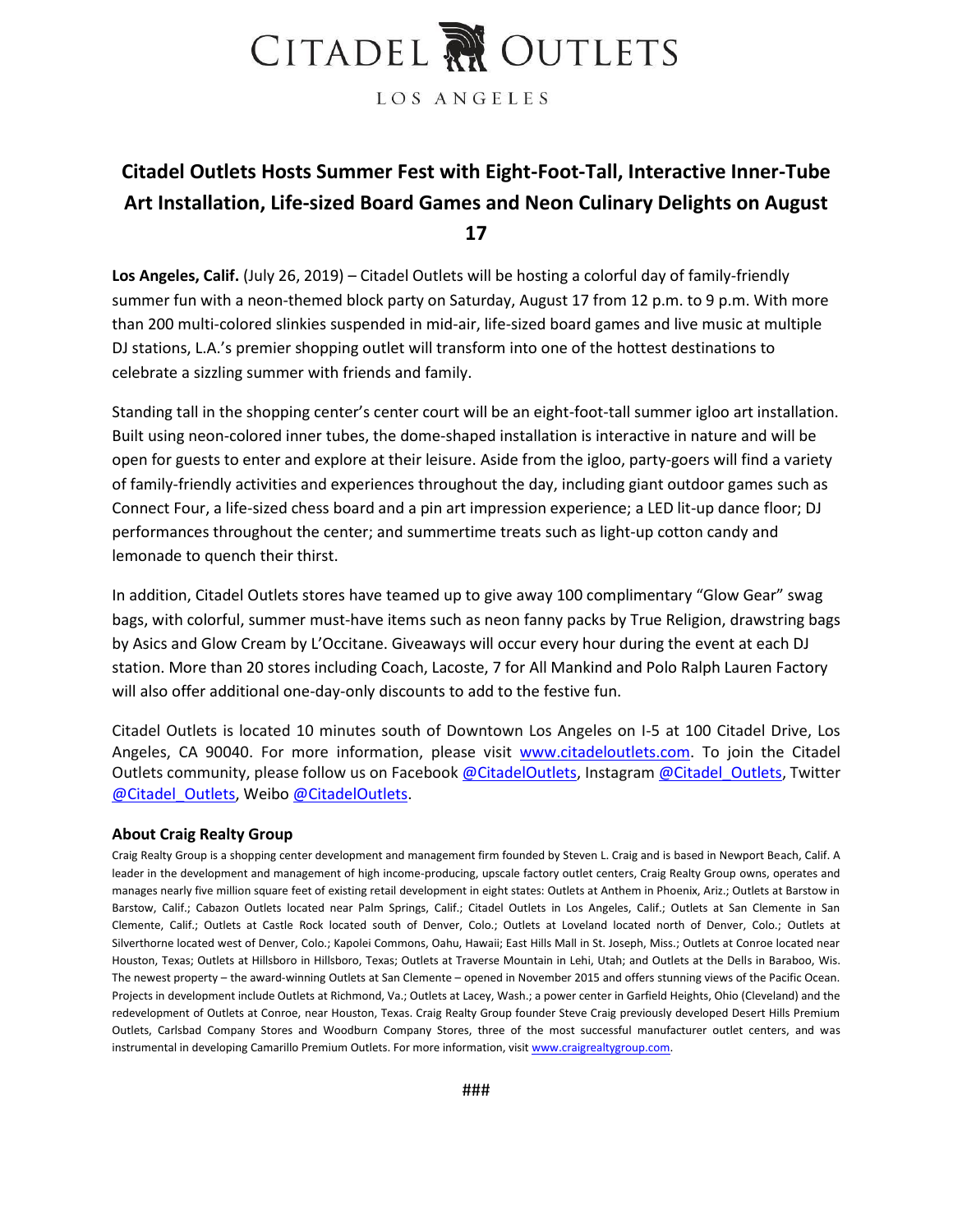# CITADEL OUTLETS

LOS ANGELES

## Citadel Outlets Hosts Summer Fest with Eight-Foot-Tall, Interactive Inner-Tube Art Installation, Life-sized Board Games and Neon Culinary Delights on August 17

**Los Angeles, Calif.** (July 26, 2019) – Citadel Outlets will be hosting a colorful day of family-friendly summer fun with a neon-themed block party on Saturday, August 17 from 12 p.m. to 9 p.m. With more than 200 multi-colored slinkies suspended in mid-air, life-sized board games and live music at multiple DJ stations, L.A.'s premier shopping outlet will transform into one of the hottest destinations to celebrate a sizzling summer with friends and family.

Standing tall in the shopping center's center court will be an eight-foot-tall summer igloo art installation. Built using neon-colored inner tubes, the dome-shaped installation is interactive in nature and will be open for guests to enter and explore at their leisure. Aside from the igloo, party-goers will find a variety of family-friendly activities and experiences throughout the day, including giant outdoor games such as Connect Four, a life-sized chess board and a pin art impression experience; a LED lit-up dance floor; DJ performances throughout the center; and summertime treats such as light-up cotton candy and lemonade to quench their thirst.

In addition, Citadel Outlets stores have teamed up to give away 100 complimentary "Glow Gear" swag bags, with colorful, summer must-have items such as neon fanny packs by True Religion, drawstring bags by Asics and Glow Cream by L'Occitane. Giveaways will occur every hour during the event at each DJ station. More than 20 stores including Coach, Lacoste, 7 for All Mankind and Polo Ralph Lauren Factory will also offer additional one-day-only discounts to add to the festive fun.

Citadel Outlets is located 10 minutes south of Downtown Los Angeles on I-5 at 100 Citadel Drive, Los Angeles, CA 90040. For more information, please visit www.citadeloutlets.com. To join the Citadel Outlets community, please follow us on Facebook @CitadelOutlets, Instagram @Citadel_Outlets, Twitter @Citadel_Outlets, Weibo @CitadelOutlets.

### About Craig Realty Group

Craig Realty Group is a shopping center development and management firm founded by Steven L. Craig and is based in Newport Beach, Calif. A leader in the development and management of high income-producing, upscale factory outlet centers, Craig Realty Group owns, operates and manages nearly five million square feet of existing retail development in eight states: Outlets at Anthem in Phoenix, Ariz.; Outlets at Barstow in Barstow, Calif.; Cabazon Outlets located near Palm Springs, Calif.; Citadel Outlets in Los Angeles, Calif.; Outlets at San Clemente in San Clemente, Calif.; Outlets at Castle Rock located south of Denver, Colo.; Outlets at Loveland located north of Denver, Colo.; Outlets at Silverthorne located west of Denver, Colo.; Kapolei Commons, Oahu, Hawaii; East Hills Mall in St. Joseph, Miss.; Outlets at Conroe located near Houston, Texas; Outlets at Hillsboro in Hillsboro, Texas; Outlets at Traverse Mountain in Lehi, Utah; and Outlets at the Dells in Baraboo, Wis. The newest property – the award-winning Outlets at San Clemente – opened in November 2015 and offers stunning views of the Pacific Ocean. Projects in development include Outlets at Richmond, Va.; Outlets at Lacey, Wash.; a power center in Garfield Heights, Ohio (Cleveland) and the redevelopment of Outlets at Conroe, near Houston, Texas. Craig Realty Group founder Steve Craig previously developed Desert Hills Premium Outlets, Carlsbad Company Stores and Woodburn Company Stores, three of the most successful manufacturer outlet centers, and was instrumental in developing Camarillo Premium Outlets. For more information, visit www.craigrealtygroup.com.

###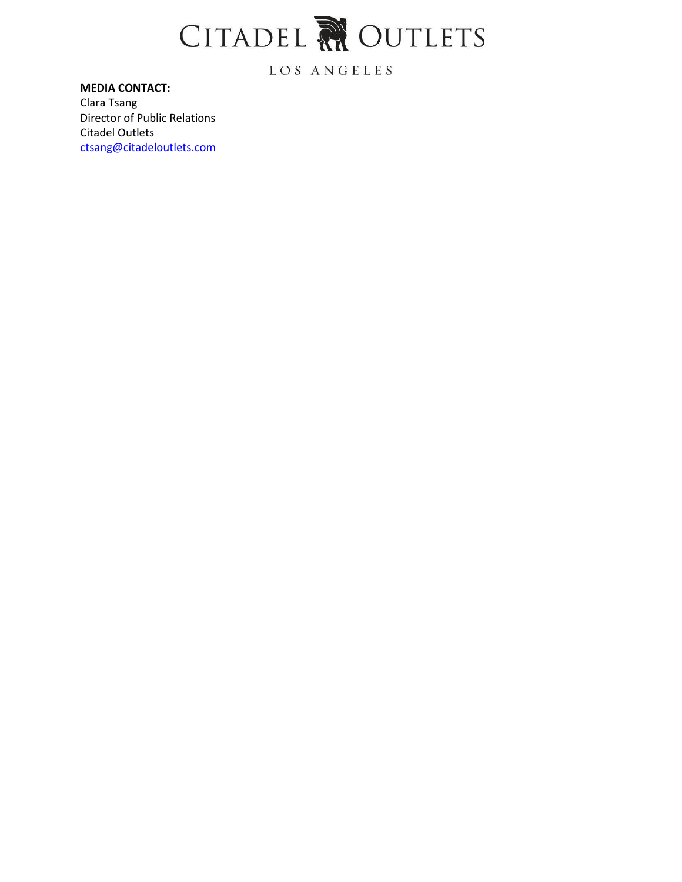CITADEL OUTLETS

LOS ANGELES

**MEDIA CONTACT:**
Clara Tsang
Director of Public Relations
Citadel Outlets
[ctsang@citadeloutlets.com](mailto:ctsang@citadeloutlets.com)